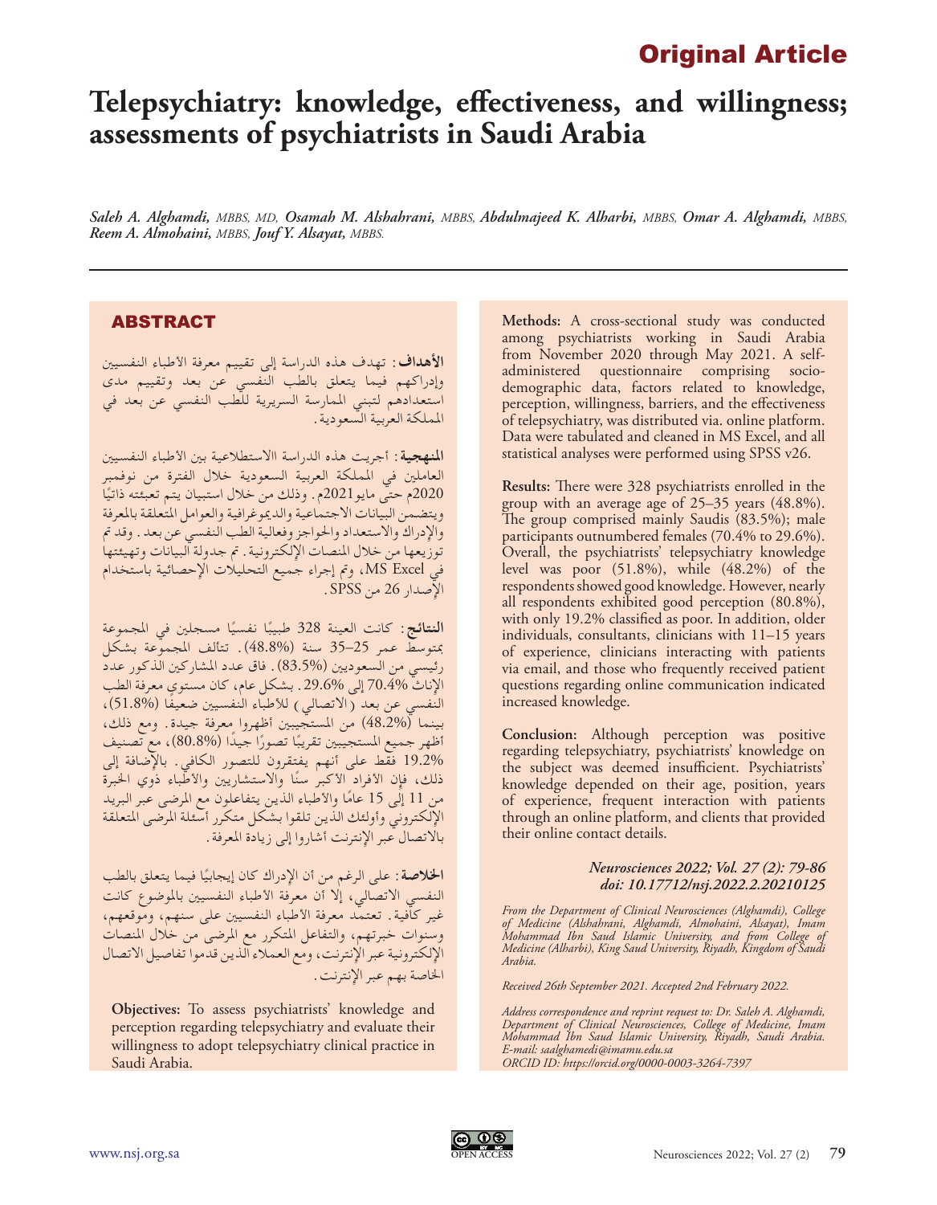Original Article

# Telepsychiatry: knowledge, effectiveness, and willingness; assessments of psychiatrists in Saudi Arabia

***Saleh A. Alghamdi,** MBBS, MD, **Osamah M. Alshahrani,** MBBS, **Abdulmajeed K. Alharbi,** MBBS, **Omar A. Alghamdi,** MBBS, **Reem A. Almohaini,** MBBS, **Jouf Y. Alsayat,** MBBS.*

## ABSTRACT

**الأهداف:** تهدف هذه الدراسة إلى تقييم معرفة الأطباء النفسيين وإدراكهم فيما يتعلق بالطب النفسي عن بعد وتقييم مدى استعدادهم لتبني الممارسة السريرية للطب النفسي عن بعد في المملكة العربية السعودية.

**المنهجية:** أجريت هذه الدراسة الاستطلاعية بين الأطباء النفسيين العاملين في المملكة العربية السعودية خلال الفترة من نوفمبر 2020م حتى مايو2021م. وذلك من خلال استبيان يتم تعبئته ذاتيًا ويتضمن البيانات الاجتماعية والديموغرافية والعوامل المتعلقة بالمعرفة والإدراك والاستعداد والحواجز وفعالية الطب النفسي عن بعد. وقد تم توزيعها من خلال المنصات الإلكترونية. تم جدولة البيانات وتهيئتها في MS Excel، وتم إجراء جميع التحليلات الإحصائية باستخدام الإصدار 26 من SPSS.

**النتائج:** كانت العينة 328 طبيبًا نفسيًا مسجلين في المجموعة بمتوسط عمر 25–35 سنة (48.8%). تتألف المجموعة بشكل رئيسي من السعوديين (83.5%). فاق عدد المشاركين الذكور عدد الإناث 70.4% إلى 29.6%. بشكل عام، كان مستوى معرفة الطب النفسي عن بعد (الاتصالي) للأطباء النفسيين ضعيفًا (51.8%)، بينما (48.2%) من المستجيبين أظهروا معرفة جيدة. ومع ذلك، أظهر جميع المستجيبين تقريبًا تصورًا جيدًا (80.8%)، مع تصنيف 19.2% فقط على أنهم يفتقرون للتصور الكافي. بالإضافة إلى ذلك، فإن الأفراد الأكبر سنًا والاستشاريين والأطباء ذوي الخبرة من 11 إلى 15 عامًا والأطباء الذين يتفاعلون مع المرضى عبر البريد الإلكتروني وأولئك الذين تلقوا بشكل متكرر أسئلة المرضى المتعلقة بالاتصال عبر الإنترنت أشاروا إلى زيادة المعرفة.

**الخلاصة:** على الرغم من أن الإدراك كان إيجابيًا فيما يتعلق بالطب النفسي الاتصالي، إلا أن معرفة الأطباء النفسيين بالموضوع كانت غير كافية. تعتمد معرفة الأطباء النفسيين على سنهم، وموقعهم، وسنوات خبرتهم، والتفاعل المتكرر مع المرضى من خلال المنصات الإلكترونية عبر الإنترنت، ومع العملاء الذين قدموا تفاصيل الاتصال الخاصة بهم عبر الإنترنت.

**Objectives:** To assess psychiatrists' knowledge and perception regarding telepsychiatry and evaluate their willingness to adopt telepsychiatry clinical practice in Saudi Arabia.

**Methods:** A cross-sectional study was conducted among psychiatrists working in Saudi Arabia from November 2020 through May 2021. A self-administered questionnaire comprising socio-demographic data, factors related to knowledge, perception, willingness, barriers, and the effectiveness of telepsychiatry, was distributed via. online platform. Data were tabulated and cleaned in MS Excel, and all statistical analyses were performed using SPSS v26.

**Results:** There were 328 psychiatrists enrolled in the group with an average age of 25–35 years (48.8%). The group comprised mainly Saudis (83.5%); male participants outnumbered females (70.4% to 29.6%). Overall, the psychiatrists' telepsychiatry knowledge level was poor (51.8%), while (48.2%) of the respondents showed good knowledge. However, nearly all respondents exhibited good perception (80.8%), with only 19.2% classified as poor. In addition, older individuals, consultants, clinicians with 11–15 years of experience, clinicians interacting with patients via email, and those who frequently received patient questions regarding online communication indicated increased knowledge.

**Conclusion:** Although perception was positive regarding telepsychiatry, psychiatrists' knowledge on the subject was deemed insufficient. Psychiatrists' knowledge depended on their age, position, years of experience, frequent interaction with patients through an online platform, and clients that provided their online contact details.

***Neurosciences 2022; Vol. 27 (2): 79-86***
***doi: 10.17712/nsj.2022.2.20210125***

*From the Department of Clinical Neurosciences (Alghamdi), College of Medicine (Alshahrani, Alghamdi, Almohaini, Alsayat), Imam Mohammad Ibn Saud Islamic University, and from College of Medicine (Alharbi), King Saud University, Riyadh, Kingdom of Saudi Arabia.*

*Received 26th September 2021. Accepted 2nd February 2022.*

*Address correspondence and reprint request to: Dr. Saleh A. Alghamdi, Department of Clinical Neurosciences, College of Medicine, Imam Mohammad Ibn Saud Islamic University, Riyadh, Saudi Arabia. E-mail: saalghamedi@imamu.edu.sa*
*ORCID ID: https://orcid.org/0000-0003-3264-7397*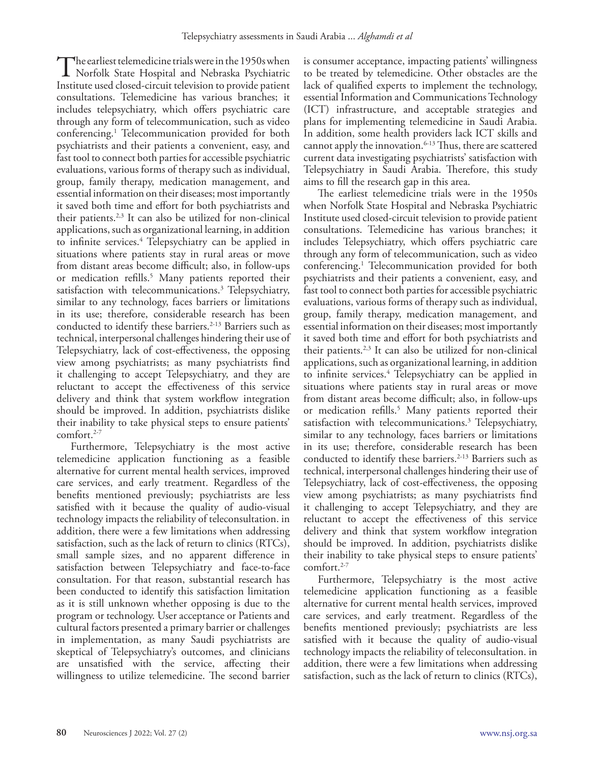The earliest telemedicine trials were in the 1950s when Norfolk State Hospital and Nebraska Psychiatric Institute used closed-circuit television to provide patient consultations. Telemedicine has various branches; it includes telepsychiatry, which offers psychiatric care through any form of telecommunication, such as video conferencing.[1] Telecommunication provided for both psychiatrists and their patients a convenient, easy, and fast tool to connect both parties for accessible psychiatric evaluations, various forms of therapy such as individual, group, family therapy, medication management, and essential information on their diseases; most importantly it saved both time and effort for both psychiatrists and their patients.[2,3] It can also be utilized for non-clinical applications, such as organizational learning, in addition to infinite services.[4] Telepsychiatry can be applied in situations where patients stay in rural areas or move from distant areas become difficult; also, in follow-ups or medication refills.[5] Many patients reported their satisfaction with telecommunications.[3] Telepsychiatry, similar to any technology, faces barriers or limitations in its use; therefore, considerable research has been conducted to identify these barriers.[2-13] Barriers such as technical, interpersonal challenges hindering their use of Telepsychiatry, lack of cost-effectiveness, the opposing view among psychiatrists; as many psychiatrists find it challenging to accept Telepsychiatry, and they are reluctant to accept the effectiveness of this service delivery and think that system workflow integration should be improved. In addition, psychiatrists dislike their inability to take physical steps to ensure patients' comfort.[2-7]

Furthermore, Telepsychiatry is the most active telemedicine application functioning as a feasible alternative for current mental health services, improved care services, and early treatment. Regardless of the benefits mentioned previously; psychiatrists are less satisfied with it because the quality of audio-visual technology impacts the reliability of teleconsultation. in addition, there were a few limitations when addressing satisfaction, such as the lack of return to clinics (RTCs), small sample sizes, and no apparent difference in satisfaction between Telepsychiatry and face-to-face consultation. For that reason, substantial research has been conducted to identify this satisfaction limitation as it is still unknown whether opposing is due to the program or technology. User acceptance or Patients and cultural factors presented a primary barrier or challenges in implementation, as many Saudi psychiatrists are skeptical of Telepsychiatry's outcomes, and clinicians are unsatisfied with the service, affecting their willingness to utilize telemedicine. The second barrier is consumer acceptance, impacting patients' willingness to be treated by telemedicine. Other obstacles are the lack of qualified experts to implement the technology, essential Information and Communications Technology (ICT) infrastructure, and acceptable strategies and plans for implementing telemedicine in Saudi Arabia. In addition, some health providers lack ICT skills and cannot apply the innovation.[6-13] Thus, there are scattered current data investigating psychiatrists' satisfaction with Telepsychiatry in Saudi Arabia. Therefore, this study aims to fill the research gap in this area.

The earliest telemedicine trials were in the 1950s when Norfolk State Hospital and Nebraska Psychiatric Institute used closed-circuit television to provide patient consultations. Telemedicine has various branches; it includes Telepsychiatry, which offers psychiatric care through any form of telecommunication, such as video conferencing.[1] Telecommunication provided for both psychiatrists and their patients a convenient, easy, and fast tool to connect both parties for accessible psychiatric evaluations, various forms of therapy such as individual, group, family therapy, medication management, and essential information on their diseases; most importantly it saved both time and effort for both psychiatrists and their patients.[2,3] It can also be utilized for non-clinical applications, such as organizational learning, in addition to infinite services.[4] Telepsychiatry can be applied in situations where patients stay in rural areas or move from distant areas become difficult; also, in follow-ups or medication refills.[5] Many patients reported their satisfaction with telecommunications.[3] Telepsychiatry, similar to any technology, faces barriers or limitations in its use; therefore, considerable research has been conducted to identify these barriers.[2-13] Barriers such as technical, interpersonal challenges hindering their use of Telepsychiatry, lack of cost-effectiveness, the opposing view among psychiatrists; as many psychiatrists find it challenging to accept Telepsychiatry, and they are reluctant to accept the effectiveness of this service delivery and think that system workflow integration should be improved. In addition, psychiatrists dislike their inability to take physical steps to ensure patients' comfort.[2-7]

Furthermore, Telepsychiatry is the most active telemedicine application functioning as a feasible alternative for current mental health services, improved care services, and early treatment. Regardless of the benefits mentioned previously; psychiatrists are less satisfied with it because the quality of audio-visual technology impacts the reliability of teleconsultation. in addition, there were a few limitations when addressing satisfaction, such as the lack of return to clinics (RTCs),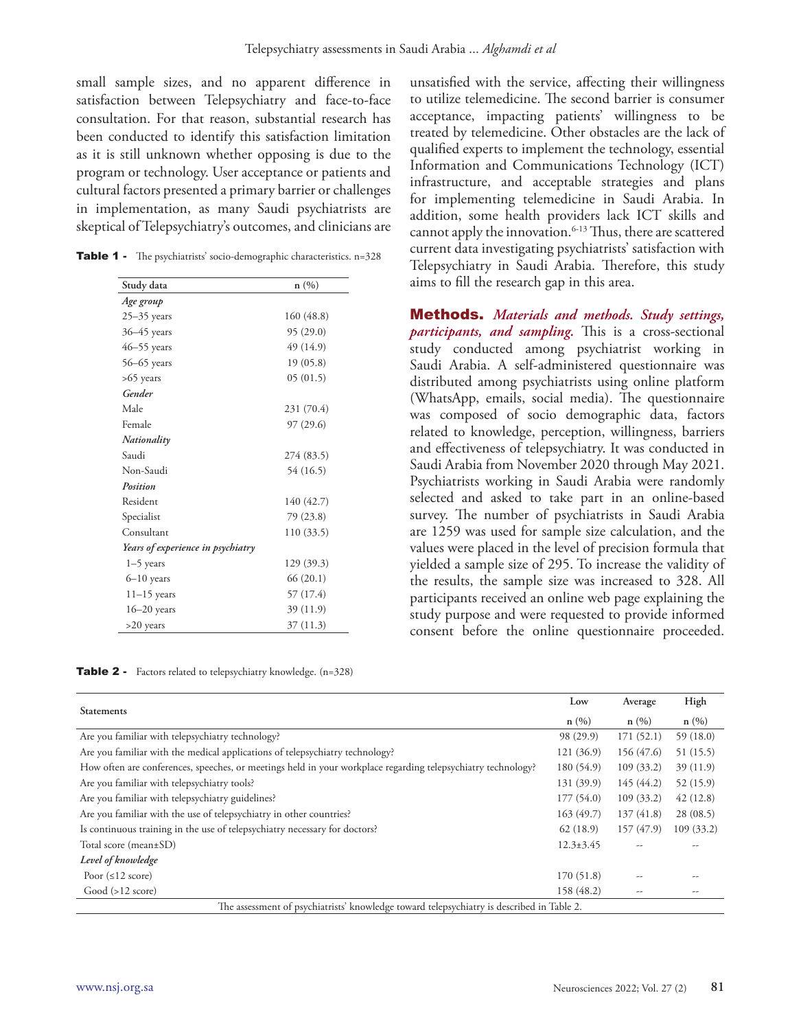small sample sizes, and no apparent difference in satisfaction between Telepsychiatry and face-to-face consultation. For that reason, substantial research has been conducted to identify this satisfaction limitation as it is still unknown whether opposing is due to the program or technology. User acceptance or patients and cultural factors presented a primary barrier or challenges in implementation, as many Saudi psychiatrists are skeptical of Telepsychiatry's outcomes, and clinicians are unsatisfied with the service, affecting their willingness to utilize telemedicine. The second barrier is consumer acceptance, impacting patients' willingness to be treated by telemedicine. Other obstacles are the lack of qualified experts to implement the technology, essential Information and Communications Technology (ICT) infrastructure, and acceptable strategies and plans for implementing telemedicine in Saudi Arabia. In addition, some health providers lack ICT skills and cannot apply the innovation.[6-13] Thus, there are scattered current data investigating psychiatrists' satisfaction with Telepsychiatry in Saudi Arabia. Therefore, this study aims to fill the research gap in this area.

**Table 1 -** The psychiatrists' socio-demographic characteristics. n=328

| Study data | n (%) |
|---|---|
| *Age group* | |
| 25–35 years | 160 (48.8) |
| 36–45 years | 95 (29.0) |
| 46–55 years | 49 (14.9) |
| 56–65 years | 19 (05.8) |
| >65 years | 05 (01.5) |
| *Gender* | |
| Male | 231 (70.4) |
| Female | 97 (29.6) |
| *Nationality* | |
| Saudi | 274 (83.5) |
| Non-Saudi | 54 (16.5) |
| *Position* | |
| Resident | 140 (42.7) |
| Specialist | 79 (23.8) |
| Consultant | 110 (33.5) |
| *Years of experience in psychiatry* | |
| 1–5 years | 129 (39.3) |
| 6–10 years | 66 (20.1) |
| 11–15 years | 57 (17.4) |
| 16–20 years | 39 (11.9) |
| >20 years | 37 (11.3) |

## Methods.

***Materials and methods. Study settings, participants, and sampling.*** This is a cross-sectional study conducted among psychiatrist working in Saudi Arabia. A self-administered questionnaire was distributed among psychiatrists using online platform (WhatsApp, emails, social media). The questionnaire was composed of socio demographic data, factors related to knowledge, perception, willingness, barriers and effectiveness of telepsychiatry. It was conducted in Saudi Arabia from November 2020 through May 2021. Psychiatrists working in Saudi Arabia were randomly selected and asked to take part in an online-based survey. The number of psychiatrists in Saudi Arabia are 1259 was used for sample size calculation, and the values were placed in the level of precision formula that yielded a sample size of 295. To increase the validity of the results, the sample size was increased to 328. All participants received an online web page explaining the study purpose and were requested to provide informed consent before the online questionnaire proceeded.

**Table 2 -** Factors related to telepsychiatry knowledge. (n=328)

| Statements | Low | Average | High |
|---|---|---|---|
| | n (%) | n (%) | n (%) |
| Are you familiar with telepsychiatry technology? | 98 (29.9) | 171 (52.1) | 59 (18.0) |
| Are you familiar with the medical applications of telepsychiatry technology? | 121 (36.9) | 156 (47.6) | 51 (15.5) |
| How often are conferences, speeches, or meetings held in your workplace regarding telepsychiatry technology? | 180 (54.9) | 109 (33.2) | 39 (11.9) |
| Are you familiar with telepsychiatry tools? | 131 (39.9) | 145 (44.2) | 52 (15.9) |
| Are you familiar with telepsychiatry guidelines? | 177 (54.0) | 109 (33.2) | 42 (12.8) |
| Are you familiar with the use of telepsychiatry in other countries? | 163 (49.7) | 137 (41.8) | 28 (08.5) |
| Is continuous training in the use of telepsychiatry necessary for doctors? | 62 (18.9) | 157 (47.9) | 109 (33.2) |
| Total score (mean±SD) | 12.3±3.45 | -- | -- |
| *Level of knowledge* | | | |
| Poor (≤12 score) | 170 (51.8) | -- | -- |
| Good (>12 score) | 158 (48.2) | -- | -- |

The assessment of psychiatrists' knowledge toward telepsychiatry is described in Table 2.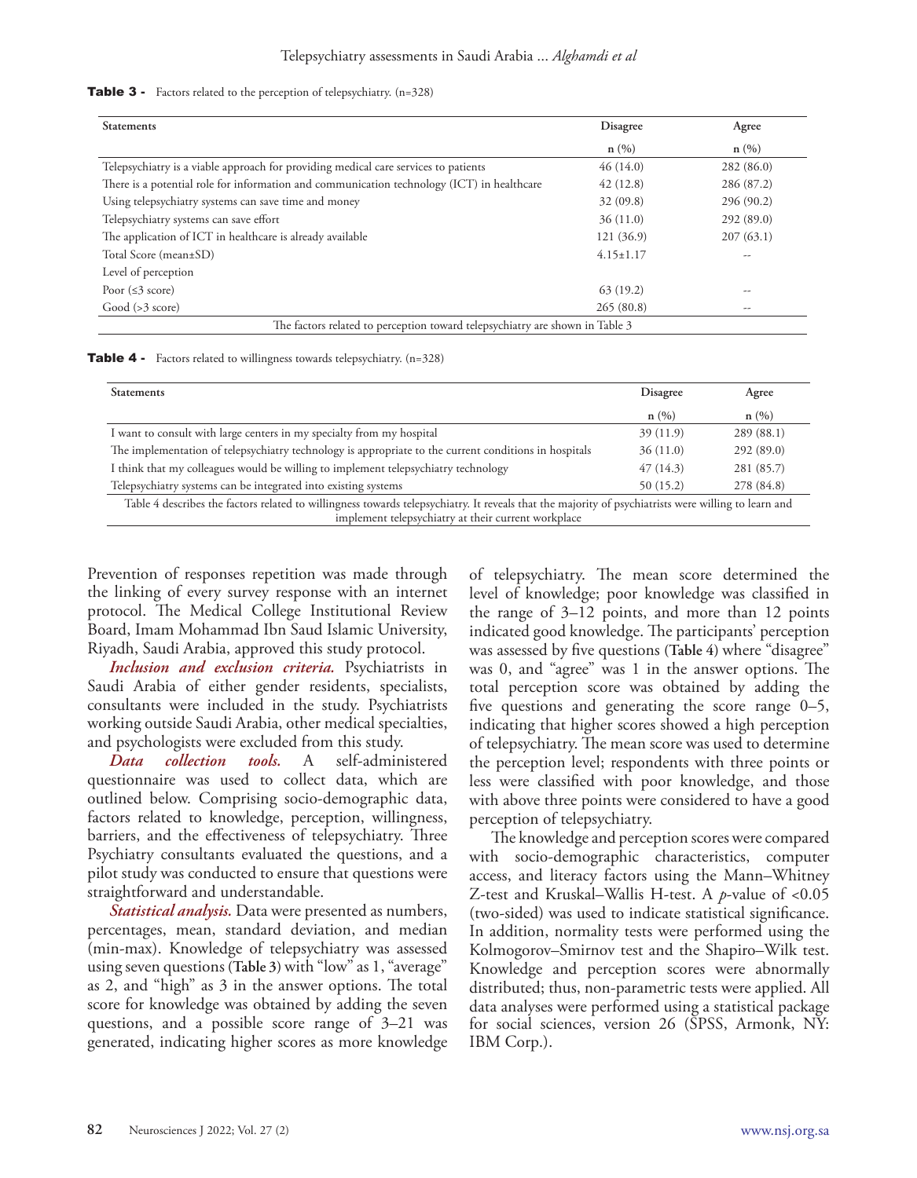**Table 3 -** Factors related to the perception of telepsychiatry. (n=328)

| Statements | Disagree | Agree |
|---|---|---|
| | n (%) | n (%) |
| Telepsychiatry is a viable approach for providing medical care services to patients | 46 (14.0) | 282 (86.0) |
| There is a potential role for information and communication technology (ICT) in healthcare | 42 (12.8) | 286 (87.2) |
| Using telepsychiatry systems can save time and money | 32 (09.8) | 296 (90.2) |
| Telepsychiatry systems can save effort | 36 (11.0) | 292 (89.0) |
| The application of ICT in healthcare is already available | 121 (36.9) | 207 (63.1) |
| Total Score (mean±SD) | 4.15±1.17 | -- |
| Level of perception | | |
| Poor (≤3 score) | 63 (19.2) | -- |
| Good (>3 score) | 265 (80.8) | -- |

The factors related to perception toward telepsychiatry are shown in Table 3

**Table 4 -** Factors related to willingness towards telepsychiatry. (n=328)

| Statements | Disagree | Agree |
|---|---|---|
| | n (%) | n (%) |
| I want to consult with large centers in my specialty from my hospital | 39 (11.9) | 289 (88.1) |
| The implementation of telepsychiatry technology is appropriate to the current conditions in hospitals | 36 (11.0) | 292 (89.0) |
| I think that my colleagues would be willing to implement telepsychiatry technology | 47 (14.3) | 281 (85.7) |
| Telepsychiatry systems can be integrated into existing systems | 50 (15.2) | 278 (84.8) |

Table 4 describes the factors related to willingness towards telepsychiatry. It reveals that the majority of psychiatrists were willing to learn and implement telepsychiatry at their current workplace

Prevention of responses repetition was made through the linking of every survey response with an internet protocol. The Medical College Institutional Review Board, Imam Mohammad Ibn Saud Islamic University, Riyadh, Saudi Arabia, approved this study protocol.

***Inclusion and exclusion criteria.*** Psychiatrists in Saudi Arabia of either gender residents, specialists, consultants were included in the study. Psychiatrists working outside Saudi Arabia, other medical specialties, and psychologists were excluded from this study.

***Data collection tools.*** A self-administered questionnaire was used to collect data, which are outlined below. Comprising socio-demographic data, factors related to knowledge, perception, willingness, barriers, and the effectiveness of telepsychiatry. Three Psychiatry consultants evaluated the questions, and a pilot study was conducted to ensure that questions were straightforward and understandable.

***Statistical analysis.*** Data were presented as numbers, percentages, mean, standard deviation, and median (min-max). Knowledge of telepsychiatry was assessed using seven questions (**Table 3**) with "low" as 1, "average" as 2, and "high" as 3 in the answer options. The total score for knowledge was obtained by adding the seven questions, and a possible score range of 3–21 was generated, indicating higher scores as more knowledge of telepsychiatry. The mean score determined the level of knowledge; poor knowledge was classified in the range of 3–12 points, and more than 12 points indicated good knowledge. The participants' perception was assessed by five questions (**Table 4**) where "disagree" was 0, and "agree" was 1 in the answer options. The total perception score was obtained by adding the five questions and generating the score range 0–5, indicating that higher scores showed a high perception of telepsychiatry. The mean score was used to determine the perception level; respondents with three points or less were classified with poor knowledge, and those with above three points were considered to have a good perception of telepsychiatry.

The knowledge and perception scores were compared with socio-demographic characteristics, computer access, and literacy factors using the Mann–Whitney Z-test and Kruskal–Wallis H-test. A *p*-value of <0.05 (two-sided) was used to indicate statistical significance. In addition, normality tests were performed using the Kolmogorov–Smirnov test and the Shapiro–Wilk test. Knowledge and perception scores were abnormally distributed; thus, non-parametric tests were applied. All data analyses were performed using a statistical package for social sciences, version 26 (SPSS, Armonk, NY: IBM Corp.).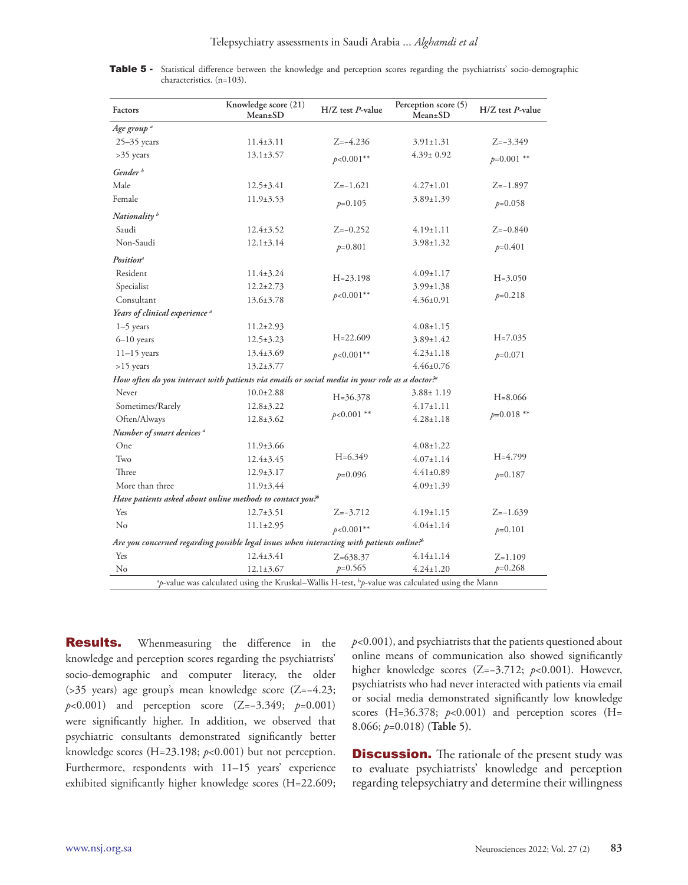**Table 5 -** Statistical difference between the knowledge and perception scores regarding the psychiatrists' socio-demographic characteristics. (n=103).

| Factors | Knowledge score (21) Mean±SD | H/Z test *P*-value | Perception score (5) Mean±SD | H/Z test *P*-value |
|---|---|---|---|---|
| *Age group* [a] | | | | |
| 25–35 years | 11.4±3.11 | Z=−4.236 | 3.91±1.31 | Z=−3.349 |
| >35 years | 13.1±3.57 | *p*<0.001** | 4.39± 0.92 | *p*=0.001 ** |
| *Gender* [b] | | | | |
| Male | 12.5±3.41 | Z=−1.621 | 4.27±1.01 | Z=−1.897 |
| Female | 11.9±3.53 | *p*=0.105 | 3.89±1.39 | *p*=0.058 |
| *Nationality* [b] | | | | |
| Saudi | 12.4±3.52 | Z=−0.252 | 4.19±1.11 | Z=−0.840 |
| Non-Saudi | 12.1±3.14 | *p*=0.801 | 3.98±1.32 | *p*=0.401 |
| *Position*[a] | | | | |
| Resident | 11.4±3.24 | H=23.198 | 4.09±1.17 | H=3.050 |
| Specialist | 12.2±2.73 | *p*<0.001** | 3.99±1.38 | *p*=0.218 |
| Consultant | 13.6±3.78 | | 4.36±0.91 | |
| *Years of clinical experience* [a] | | | | |
| 1–5 years | 11.2±2.93 | | 4.08±1.15 | |
| 6–10 years | 12.5±3.23 | H=22.609 | 3.89±1.42 | H=7.035 |
| 11–15 years | 13.4±3.69 | *p*<0.001** | 4.23±1.18 | *p*=0.071 |
| >15 years | 13.2±3.77 | | 4.46±0.76 | |
| *How often do you interact with patients via emails or social media in your role as a doctor?*[a] | | | | |
| Never | 10.0±2.88 | H=36.378 | 3.88± 1.19 | H=8.066 |
| Sometimes/Rarely | 12.8±3.22 | *p*<0.001 ** | 4.17±1.11 | *p*=0.018 ** |
| Often/Always | 12.8±3.62 | | 4.28±1.18 | |
| *Number of smart devices* [a] | | | | |
| One | 11.9±3.66 | | 4.08±1.22 | |
| Two | 12.4±3.45 | H=6.349 | 4.07±1.14 | H=4.799 |
| Three | 12.9±3.17 | *p*=0.096 | 4.41±0.89 | *p*=0.187 |
| More than three | 11.9±3.44 | | 4.09±1.39 | |
| *Have patients asked about online methods to contact you?*[b] | | | | |
| Yes | 12.7±3.51 | Z=−3.712 | 4.19±1.15 | Z=−1.639 |
| No | 11.1±2.95 | *p*<0.001** | 4.04±1.14 | *p*=0.101 |
| *Are you concerned regarding possible legal issues when interacting with patients online?*[b] | | | | |
| Yes | 12.4±3.41 | Z=638.37 | 4.14±1.14 | Z=1.109 |
| No | 12.1±3.67 | *p*=0.565 | 4.24±1.20 | *p*=0.268 |

[a]*p*-value was calculated using the Kruskal–Wallis H-test, [b]*p*-value was calculated using the Mann

**Results.** Whenmeasuring the difference in the knowledge and perception scores regarding the psychiatrists' socio-demographic and computer literacy, the older (>35 years) age group's mean knowledge score (Z=−4.23; $p<0.001$) and perception score (Z=−3.349; $p=0.001$) were significantly higher. In addition, we observed that psychiatric consultants demonstrated significantly better knowledge scores (H=23.198; $p<0.001$) but not perception. Furthermore, respondents with 11–15 years' experience exhibited significantly higher knowledge scores (H=22.609; $p<0.001$), and psychiatrists that the patients questioned about online means of communication also showed significantly higher knowledge scores (Z=−3.712; $p<0.001$). However, psychiatrists who had never interacted with patients via email or social media demonstrated significantly low knowledge scores (H=36.378; $p<0.001$) and perception scores (H= 8.066; $p=0.018$) (**Table 5**).

**Discussion.** The rationale of the present study was to evaluate psychiatrists' knowledge and perception regarding telepsychiatry and determine their willingness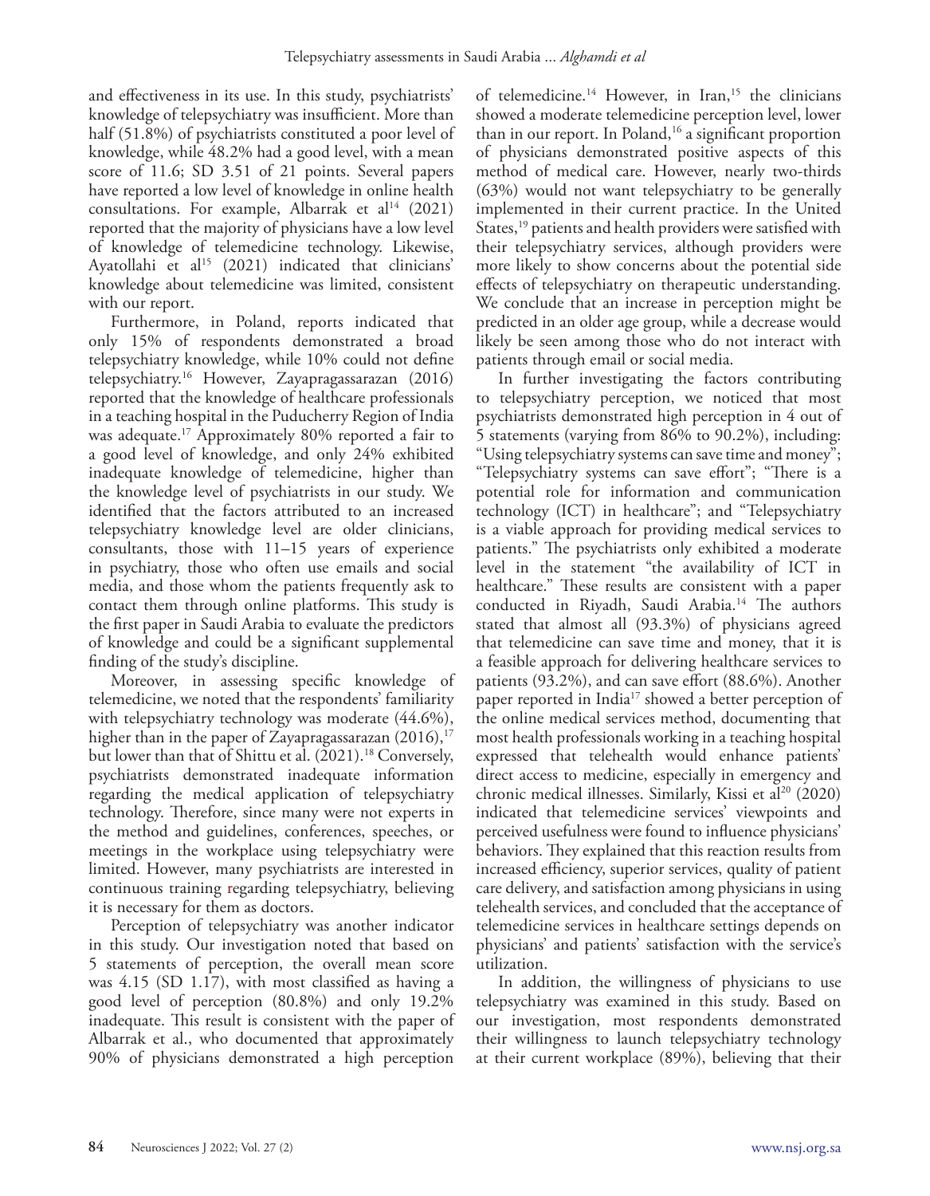and effectiveness in its use. In this study, psychiatrists' knowledge of telepsychiatry was insufficient. More than half (51.8%) of psychiatrists constituted a poor level of knowledge, while 48.2% had a good level, with a mean score of 11.6; SD 3.51 of 21 points. Several papers have reported a low level of knowledge in online health consultations. For example, Albarrak et al[14] (2021) reported that the majority of physicians have a low level of knowledge of telemedicine technology. Likewise, Ayatollahi et al[15] (2021) indicated that clinicians' knowledge about telemedicine was limited, consistent with our report.

Furthermore, in Poland, reports indicated that only 15% of respondents demonstrated a broad telepsychiatry knowledge, while 10% could not define telepsychiatry.[16] However, Zayapragassarazan (2016) reported that the knowledge of healthcare professionals in a teaching hospital in the Puducherry Region of India was adequate.[17] Approximately 80% reported a fair to a good level of knowledge, and only 24% exhibited inadequate knowledge of telemedicine, higher than the knowledge level of psychiatrists in our study. We identified that the factors attributed to an increased telepsychiatry knowledge level are older clinicians, consultants, those with 11–15 years of experience in psychiatry, those who often use emails and social media, and those whom the patients frequently ask to contact them through online platforms. This study is the first paper in Saudi Arabia to evaluate the predictors of knowledge and could be a significant supplemental finding of the study's discipline.

Moreover, in assessing specific knowledge of telemedicine, we noted that the respondents' familiarity with telepsychiatry technology was moderate (44.6%), higher than in the paper of Zayapragassarazan (2016),[17] but lower than that of Shittu et al. (2021).[18] Conversely, psychiatrists demonstrated inadequate information regarding the medical application of telepsychiatry technology. Therefore, since many were not experts in the method and guidelines, conferences, speeches, or meetings in the workplace using telepsychiatry were limited. However, many psychiatrists are interested in continuous training regarding telepsychiatry, believing it is necessary for them as doctors.

Perception of telepsychiatry was another indicator in this study. Our investigation noted that based on 5 statements of perception, the overall mean score was 4.15 (SD 1.17), with most classified as having a good level of perception (80.8%) and only 19.2% inadequate. This result is consistent with the paper of Albarrak et al., who documented that approximately 90% of physicians demonstrated a high perception of telemedicine.[14] However, in Iran,[15] the clinicians showed a moderate telemedicine perception level, lower than in our report. In Poland,[16] a significant proportion of physicians demonstrated positive aspects of this method of medical care. However, nearly two-thirds (63%) would not want telepsychiatry to be generally implemented in their current practice. In the United States,[19] patients and health providers were satisfied with their telepsychiatry services, although providers were more likely to show concerns about the potential side effects of telepsychiatry on therapeutic understanding. We conclude that an increase in perception might be predicted in an older age group, while a decrease would likely be seen among those who do not interact with patients through email or social media.

In further investigating the factors contributing to telepsychiatry perception, we noticed that most psychiatrists demonstrated high perception in 4 out of 5 statements (varying from 86% to 90.2%), including: "Using telepsychiatry systems can save time and money"; "Telepsychiatry systems can save effort"; "There is a potential role for information and communication technology (ICT) in healthcare"; and "Telepsychiatry is a viable approach for providing medical services to patients." The psychiatrists only exhibited a moderate level in the statement "the availability of ICT in healthcare." These results are consistent with a paper conducted in Riyadh, Saudi Arabia.[14] The authors stated that almost all (93.3%) of physicians agreed that telemedicine can save time and money, that it is a feasible approach for delivering healthcare services to patients (93.2%), and can save effort (88.6%). Another paper reported in India[17] showed a better perception of the online medical services method, documenting that most health professionals working in a teaching hospital expressed that telehealth would enhance patients' direct access to medicine, especially in emergency and chronic medical illnesses. Similarly, Kissi et al[20] (2020) indicated that telemedicine services' viewpoints and perceived usefulness were found to influence physicians' behaviors. They explained that this reaction results from increased efficiency, superior services, quality of patient care delivery, and satisfaction among physicians in using telehealth services, and concluded that the acceptance of telemedicine services in healthcare settings depends on physicians' and patients' satisfaction with the service's utilization.

In addition, the willingness of physicians to use telepsychiatry was examined in this study. Based on our investigation, most respondents demonstrated their willingness to launch telepsychiatry technology at their current workplace (89%), believing that their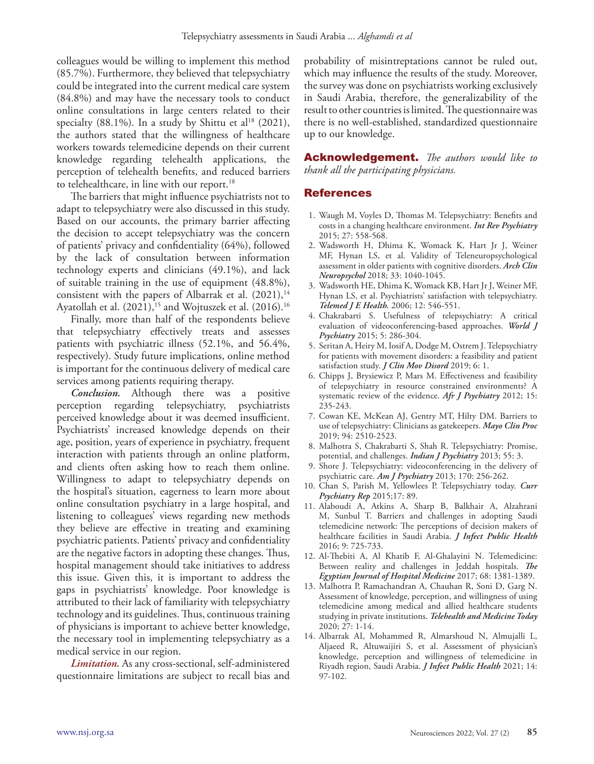colleagues would be willing to implement this method (85.7%). Furthermore, they believed that telepsychiatry could be integrated into the current medical care system (84.8%) and may have the necessary tools to conduct online consultations in large centers related to their specialty (88.1%). In a study by Shittu et al[18] (2021), the authors stated that the willingness of healthcare workers towards telemedicine depends on their current knowledge regarding telehealth applications, the perception of telehealth benefits, and reduced barriers to telehealthcare, in line with our report.[18]

The barriers that might influence psychiatrists not to adapt to telepsychiatry were also discussed in this study. Based on our accounts, the primary barrier affecting the decision to accept telepsychiatry was the concern of patients' privacy and confidentiality (64%), followed by the lack of consultation between information technology experts and clinicians (49.1%), and lack of suitable training in the use of equipment (48.8%), consistent with the papers of Albarrak et al. (2021),[14] Ayatollah et al. (2021),[15] and Wojtuszek et al. (2016).[16]

Finally, more than half of the respondents believe that telepsychiatry effectively treats and assesses patients with psychiatric illness (52.1%, and 56.4%, respectively). Study future implications, online method is important for the continuous delivery of medical care services among patients requiring therapy.

***Conclusion.*** Although there was a positive perception regarding telepsychiatry, psychiatrists perceived knowledge about it was deemed insufficient. Psychiatrists' increased knowledge depends on their age, position, years of experience in psychiatry, frequent interaction with patients through an online platform, and clients often asking how to reach them online. Willingness to adapt to telepsychiatry depends on the hospital's situation, eagerness to learn more about online consultation psychiatry in a large hospital, and listening to colleagues' views regarding new methods they believe are effective in treating and examining psychiatric patients. Patients' privacy and confidentiality are the negative factors in adopting these changes. Thus, hospital management should take initiatives to address this issue. Given this, it is important to address the gaps in psychiatrists' knowledge. Poor knowledge is attributed to their lack of familiarity with telepsychiatry technology and its guidelines. Thus, continuous training of physicians is important to achieve better knowledge, the necessary tool in implementing telepsychiatry as a medical service in our region.

***Limitation.*** As any cross-sectional, self-administered questionnaire limitations are subject to recall bias and probability of misintreptations cannot be ruled out, which may influence the results of the study. Moreover, the survey was done on psychiatrists working exclusively in Saudi Arabia, therefore, the generalizability of the result to other countries is limited. The questionnaire was there is no well-established, standardized questionnaire up to our knowledge.

**Acknowledgement.** *The authors would like to thank all the participating physicians.*

## References

1. Waugh M, Voyles D, Thomas M. Telepsychiatry: Benefits and costs in a changing healthcare environment. ***Int Rev Psychiatry*** 2015; 27: 558-568.
2. Wadsworth H, Dhima K, Womack K, Hart Jr J, Weiner MF, Hynan LS, et al. Validity of Teleneuropsychological assessment in older patients with cognitive disorders. ***Arch Clin Neuropsychol*** 2018; 33: 1040-1045.
3. Wadsworth HE, Dhima K, Womack KB, Hart Jr J, Weiner MF, Hynan LS, et al. Psychiatrists' satisfaction with telepsychiatry. ***Telemed J E Health.*** 2006; 12: 546-551.
4. Chakrabarti S. Usefulness of telepsychiatry: A critical evaluation of videoconferencing-based approaches. ***World J Psychiatry*** 2015; 5: 286-304.
5. Seritan A, Heiry M, Iosif A, Dodge M, Ostrem J. Telepsychiatry for patients with movement disorders: a feasibility and patient satisfaction study. ***J Clin Mov Disord*** 2019; 6: 1.
6. Chipps J, Brysiewicz P, Mars M. Effectiveness and feasibility of telepsychiatry in resource constrained environments? A systematic review of the evidence. ***Afr J Psychiatry*** 2012; 15: 235-243.
7. Cowan KE, McKean AJ, Gentry MT, Hilty DM. Barriers to use of telepsychiatry: Clinicians as gatekeepers. ***Mayo Clin Proc*** 2019; 94: 2510-2523.
8. Malhotra S, Chakrabarti S, Shah R. Telepsychiatry: Promise, potential, and challenges. ***Indian J Psychiatry*** 2013; 55: 3.
9. Shore J. Telepsychiatry: videoconferencing in the delivery of psychiatric care. ***Am J Psychiatry*** 2013; 170: 256-262.
10. Chan S, Parish M, Yellowlees P. Telepsychiatry today. ***Curr Psychiatry Rep*** 2015;17: 89.
11. Alaboudi A, Atkins A, Sharp B, Balkhair A, Alzahrani M, Sunbul T. Barriers and challenges in adopting Saudi telemedicine network: The perceptions of decision makers of healthcare facilities in Saudi Arabia. ***J Infect Public Health*** 2016; 9: 725-733.
12. Al-Thebiti A, Al Khatib F, Al-Ghalayini N. Telemedicine: Between reality and challenges in Jeddah hospitals. ***The Egyptian Journal of Hospital Medicine*** 2017; 68: 1381-1389.
13. Malhotra P, Ramachandran A, Chauhan R, Soni D, Garg N. Assessment of knowledge, perception, and willingness of using telemedicine among medical and allied healthcare students studying in private institutions. ***Telehealth and Medicine Today*** 2020; 27: 1-14.
14. Albarrak AI, Mohammed R, Almarshoud N, Almujalli L, Aljaeed R, Altuwaijiri S, et al. Assessment of physician's knowledge, perception and willingness of telemedicine in Riyadh region, Saudi Arabia. ***J Infect Public Health*** 2021; 14: 97-102.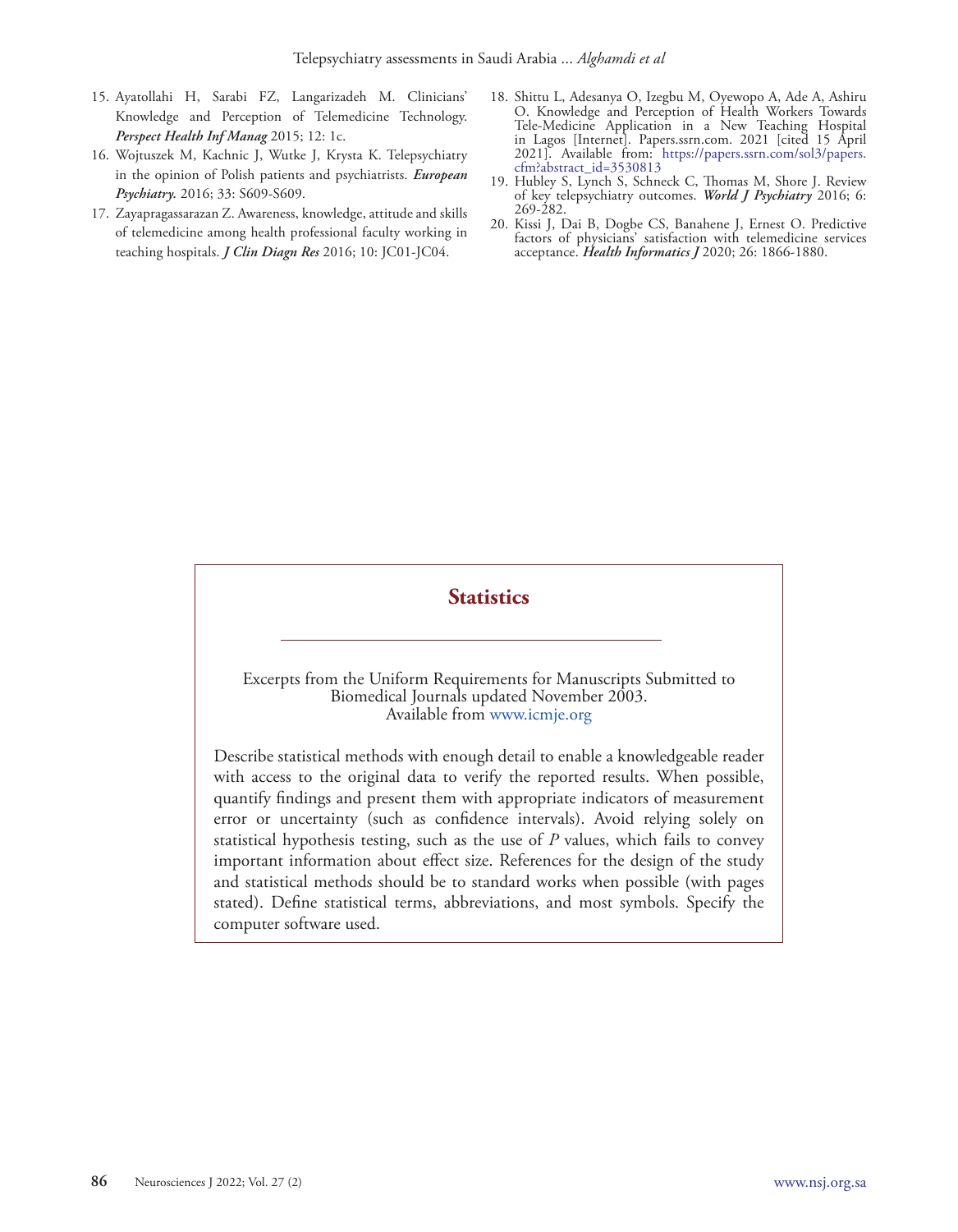15. Ayatollahi H, Sarabi FZ, Langarizadeh M. Clinicians' Knowledge and Perception of Telemedicine Technology. ***Perspect Health Inf Manag*** 2015; 12: 1c.
16. Wojtuszek M, Kachnic J, Wutke J, Krysta K. Telepsychiatry in the opinion of Polish patients and psychiatrists. ***European Psychiatry.*** 2016; 33: S609-S609.
17. Zayapragassarazan Z. Awareness, knowledge, attitude and skills of telemedicine among health professional faculty working in teaching hospitals. ***J Clin Diagn Res*** 2016; 10: JC01-JC04.
18. Shittu L, Adesanya O, Izegbu M, Oyewopo A, Ade A, Ashiru O. Knowledge and Perception of Health Workers Towards Tele-Medicine Application in a New Teaching Hospital in Lagos [Internet]. Papers.ssrn.com. 2021 [cited 15 April 2021]. Available from: https://papers.ssrn.com/sol3/papers.cfm?abstract_id=3530813
19. Hubley S, Lynch S, Schneck C, Thomas M, Shore J. Review of key telepsychiatry outcomes. ***World J Psychiatry*** 2016; 6: 269-282.
20. Kissi J, Dai B, Dogbe CS, Banahene J, Ernest O. Predictive factors of physicians' satisfaction with telemedicine services acceptance. ***Health Informatics J*** 2020; 26: 1866-1880.

## Statistics

Excerpts from the Uniform Requirements for Manuscripts Submitted to Biomedical Journals updated November 2003.
Available from www.icmje.org

Describe statistical methods with enough detail to enable a knowledgeable reader with access to the original data to verify the reported results. When possible, quantify findings and present them with appropriate indicators of measurement error or uncertainty (such as confidence intervals). Avoid relying solely on statistical hypothesis testing, such as the use of *P* values, which fails to convey important information about effect size. References for the design of the study and statistical methods should be to standard works when possible (with pages stated). Define statistical terms, abbreviations, and most symbols. Specify the computer software used.